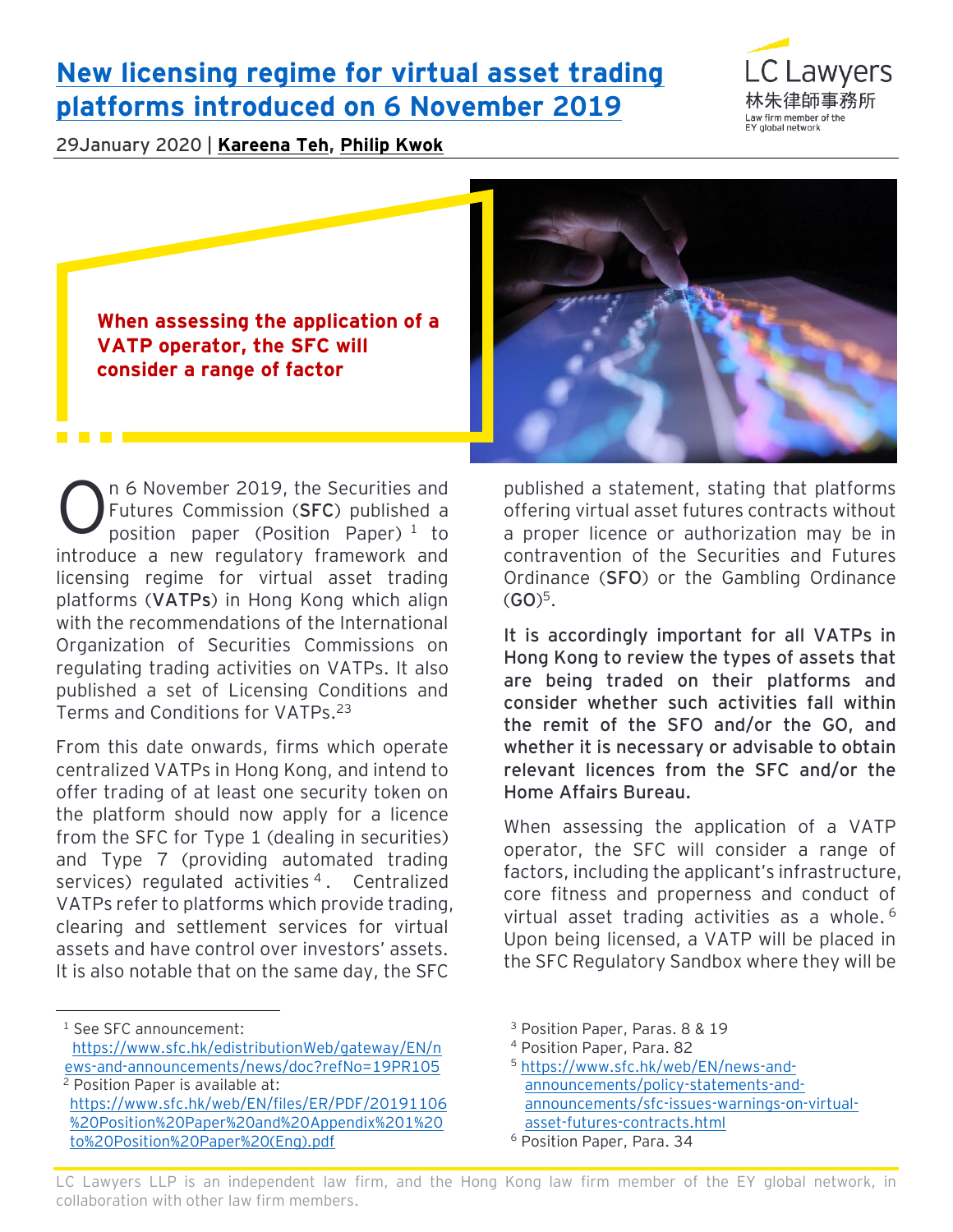# New licensing regime for virtual asset trading platforms introduced on 6 November 2019

29January 2020 | **Kareena Teh, Philip Kwok**

LC Lawyers
林朱律師事務所
Law firm member of the EY global network

**When assessing the application of a VATP operator, the SFC will consider a range of factor**

On 6 November 2019, the Securities and Futures Commission (**SFC**) published a position paper (Position Paper) [1] to introduce a new regulatory framework and licensing regime for virtual asset trading platforms (**VATPs**) in Hong Kong which align with the recommendations of the International Organization of Securities Commissions on regulating trading activities on VATPs. It also published a set of Licensing Conditions and Terms and Conditions for VATPs.[2][3]

From this date onwards, firms which operate centralized VATPs in Hong Kong, and intend to offer trading of at least one security token on the platform should now apply for a licence from the SFC for Type 1 (dealing in securities) and Type 7 (providing automated trading services) regulated activities [4]. Centralized VATPs refer to platforms which provide trading, clearing and settlement services for virtual assets and have control over investors' assets. It is also notable that on the same day, the SFC published a statement, stating that platforms offering virtual assets futures contracts without a proper licence or authorization may be in contravention of the Securities and Futures Ordinance (**SFO**) or the Gambling Ordinance (**GO**)[5].

**It is accordingly important for all VATPs in Hong Kong to review the types of assets that are being traded on their platforms and consider whether such activities fall within the remit of the SFO and/or the GO, and whether it is necessary or advisable to obtain relevant licences from the SFC and/or the Home Affairs Bureau.**

When assessing the application of a VATP operator, the SFC will consider a range of factors, including the applicant's infrastructure, core fitness and properness and conduct of virtual asset trading activities as a whole. [6] Upon being licensed, a VATP will be placed in the SFC Regulatory Sandbox where they will be

---

[1] See SFC announcement: https://www.sfc.hk/edistributionWeb/gateway/EN/news-and-announcements/news/doc?refNo=19PR105

[2] Position Paper is available at: https://www.sfc.hk/web/EN/files/ER/PDF/20191106%20Position%20Paper%20and%20Appendix%201%20to%20Position%20Paper%20(Eng).pdf

[3] Position Paper, Paras. 8 & 19

[4] Position Paper, Para. 82

[5] https://www.sfc.hk/web/EN/news-and-announcements/policy-statements-and-announcements/sfc-issues-warnings-on-virtual-asset-futures-contracts.html

[6] Position Paper, Para. 34

LC Lawyers LLP is an independent law firm, and the Hong Kong law firm member of the EY global network, in collaboration with other law firm members.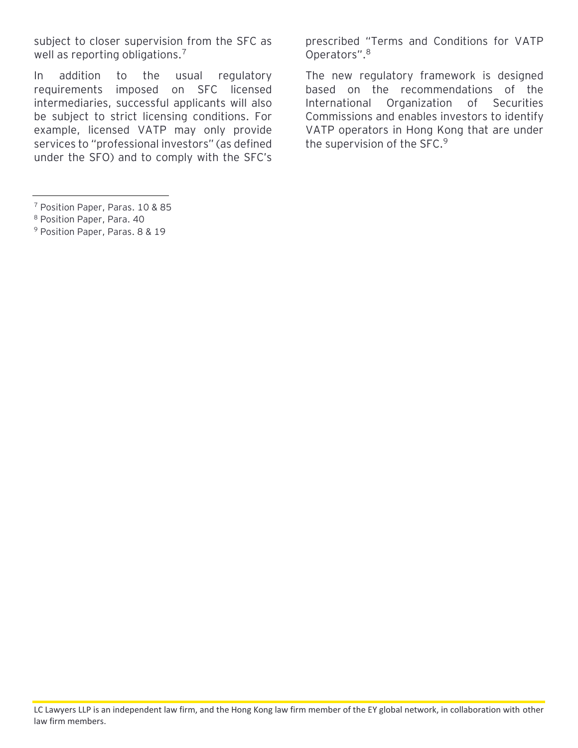subject to closer supervision from the SFC as well as reporting obligations.[7]

In addition to the usual regulatory requirements imposed on SFC licensed intermediaries, successful applicants will also be subject to strict licensing conditions. For example, licensed VATP may only provide services to "professional investors" (as defined under the SFO) and to comply with the SFC's prescribed "Terms and Conditions for VATP Operators".[8]

The new regulatory framework is designed based on the recommendations of the International Organization of Securities Commissions and enables investors to identify VATP operators in Hong Kong that are under the supervision of the SFC.[9]

---

[7] Position Paper, Paras. 10 & 85

[8] Position Paper, Para. 40

[9] Position Paper, Paras. 8 & 19

LC Lawyers LLP is an independent law firm, and the Hong Kong law firm member of the EY global network, in collaboration with other law firm members.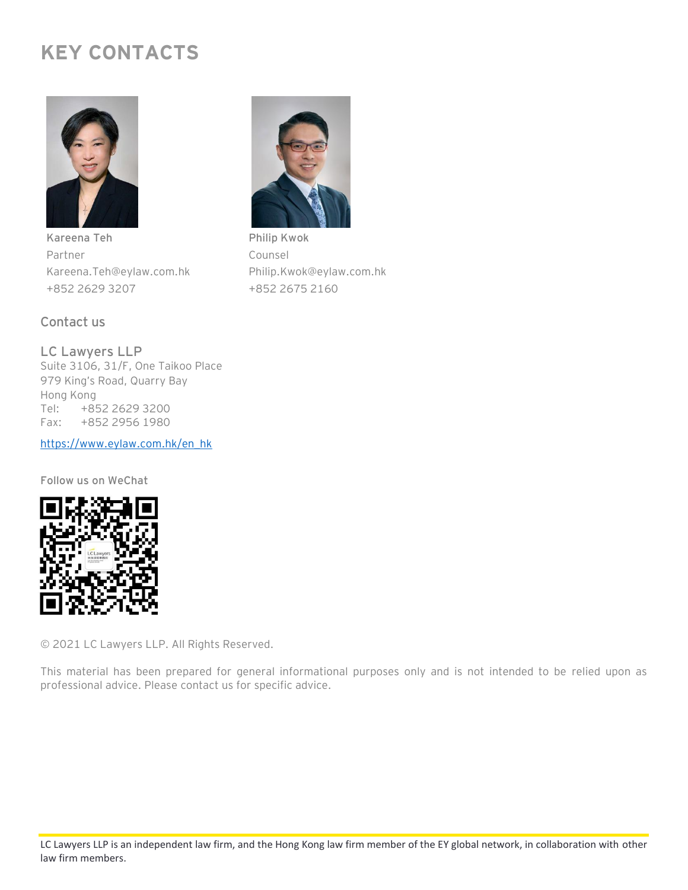# KEY CONTACTS

**Kareena Teh**
Partner
Kareena.Teh@eylaw.com.hk
+852 2629 3207

**Philip Kwok**
Counsel
Philip.Kwok@eylaw.com.hk
+852 2675 2160

## Contact us

**LC Lawyers LLP**
Suite 3106, 31/F, One Taikoo Place
979 King's Road, Quarry Bay
Hong Kong
Tel: +852 2629 3200
Fax: +852 2956 1980

https://www.eylaw.com.hk/en_hk

Follow us on WeChat

© 2021 LC Lawyers LLP. All Rights Reserved.

This material has been prepared for general informational purposes only and is not intended to be relied upon as professional advice. Please contact us for specific advice.

LC Lawyers LLP is an independent law firm, and the Hong Kong law firm member of the EY global network, in collaboration with other law firm members.